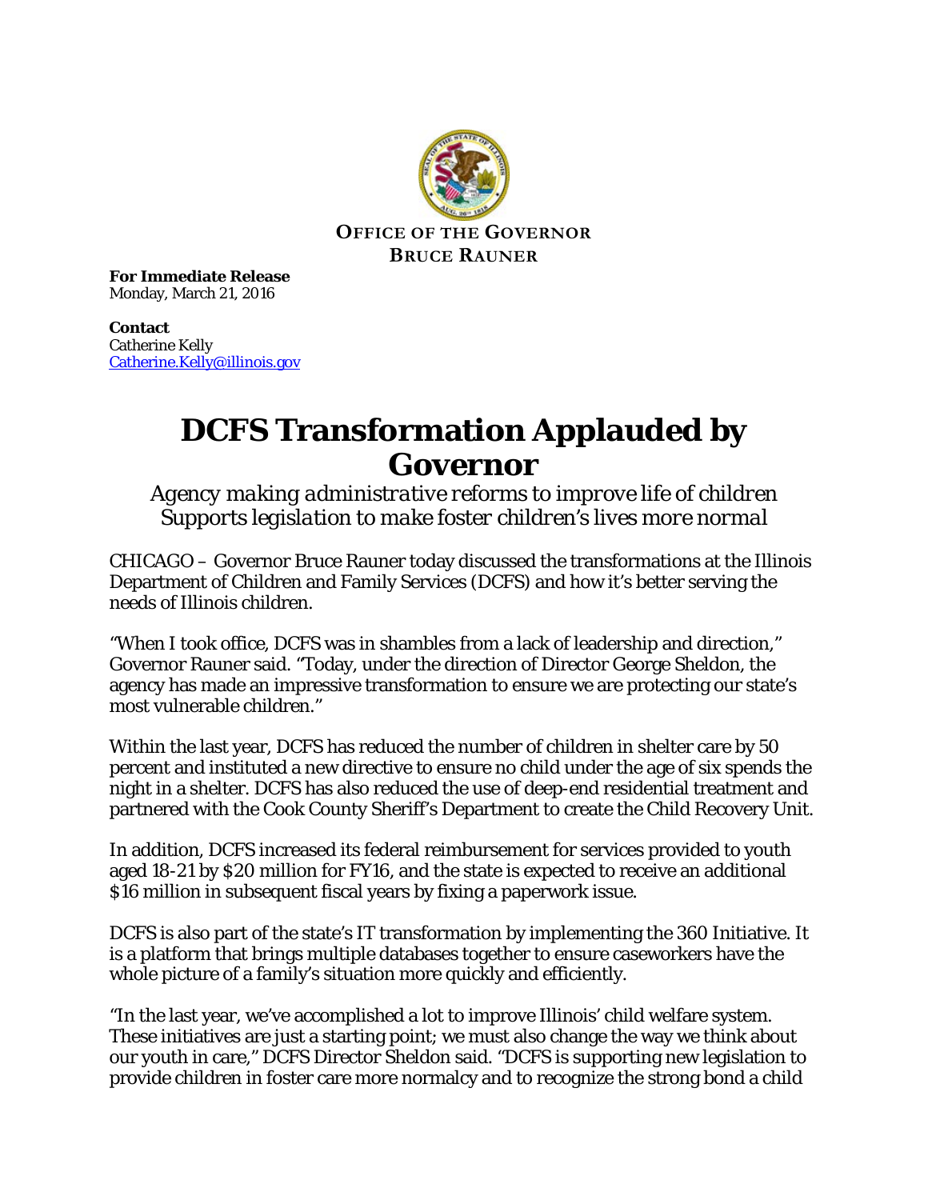**OFFICE OF THE GOVERNOR**
**BRUCE RAUNER**

**For Immediate Release**
Monday, March 21, 2016

**Contact**
Catherine Kelly
Catherine.Kelly@illinois.gov

# DCFS Transformation Applauded by Governor

*Agency making administrative reforms to improve life of children*
*Supports legislation to make foster children's lives more normal*

CHICAGO – Governor Bruce Rauner today discussed the transformations at the Illinois Department of Children and Family Services (DCFS) and how it's better serving the needs of Illinois children.

"When I took office, DCFS was in shambles from a lack of leadership and direction," Governor Rauner said. "Today, under the direction of Director George Sheldon, the agency has made an impressive transformation to ensure we are protecting our state's most vulnerable children."

Within the last year, DCFS has reduced the number of children in shelter care by 50 percent and instituted a new directive to ensure no child under the age of six spends the night in a shelter. DCFS has also reduced the use of deep-end residential treatment and partnered with the Cook County Sheriff's Department to create the Child Recovery Unit.

In addition, DCFS increased its federal reimbursement for services provided to youth aged 18-21 by $20 million for FY16, and the state is expected to receive an additional $16 million in subsequent fiscal years by fixing a paperwork issue.

DCFS is also part of the state's IT transformation by implementing the 360 Initiative. It is a platform that brings multiple databases together to ensure caseworkers have the whole picture of a family's situation more quickly and efficiently.

"In the last year, we've accomplished a lot to improve Illinois' child welfare system. These initiatives are just a starting point; we must also change the way we think about our youth in care," DCFS Director Sheldon said. "DCFS is supporting new legislation to provide children in foster care more normalcy and to recognize the strong bond a child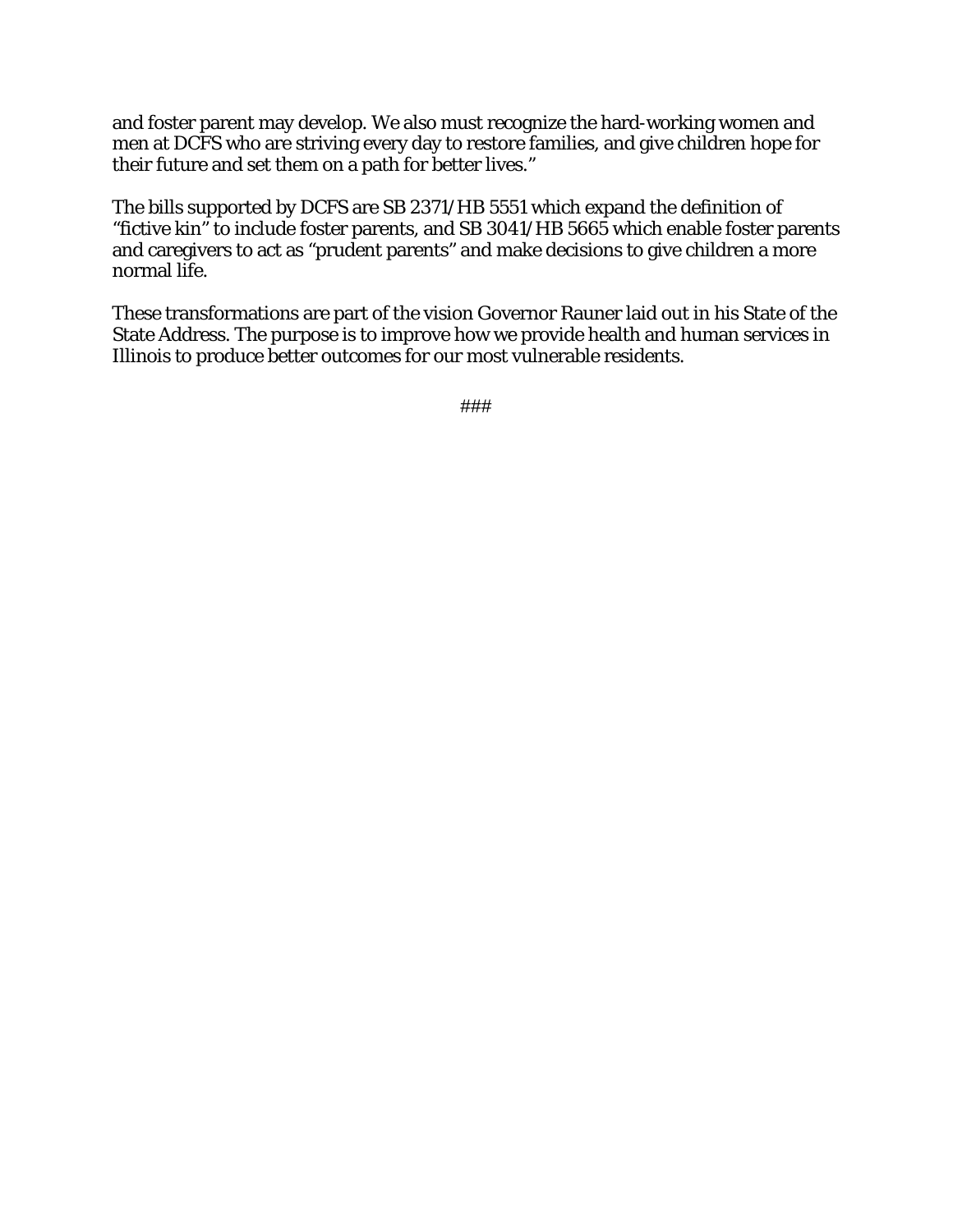and foster parent may develop. We also must recognize the hard-working women and men at DCFS who are striving every day to restore families, and give children hope for their future and set them on a path for better lives."

The bills supported by DCFS are SB 2371/HB 5551 which expand the definition of "fictive kin" to include foster parents, and SB 3041/HB 5665 which enable foster parents and caregivers to act as "prudent parents" and make decisions to give children a more normal life.

These transformations are part of the vision Governor Rauner laid out in his State of the State Address. The purpose is to improve how we provide health and human services in Illinois to produce better outcomes for our most vulnerable residents.

###